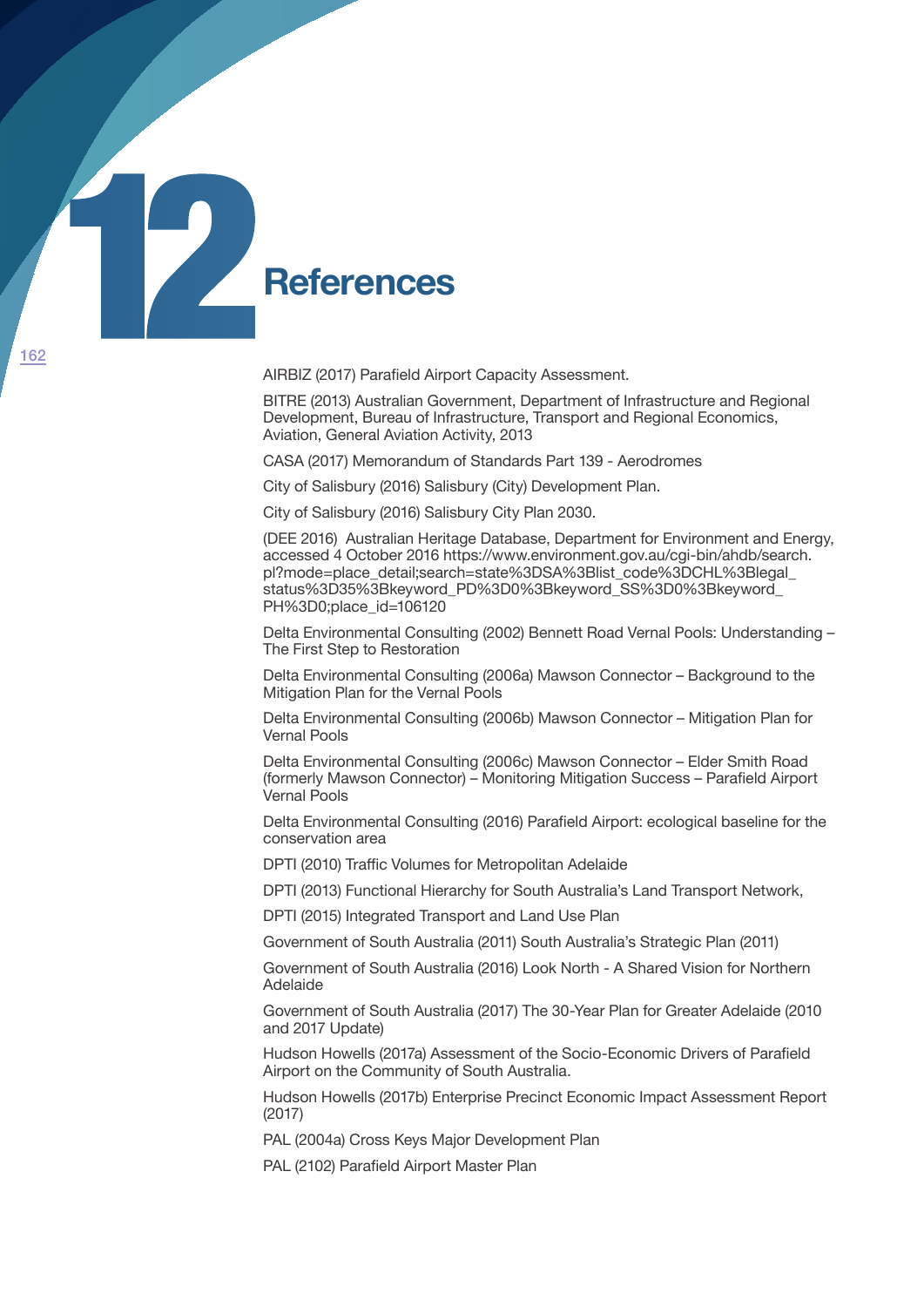# 12 References

AIRBIZ (2017) Parafield Airport Capacity Assessment.

BITRE (2013) Australian Government, Department of Infrastructure and Regional Development, Bureau of Infrastructure, Transport and Regional Economics, Aviation, General Aviation Activity, 2013

CASA (2017) Memorandum of Standards Part 139 - Aerodromes

City of Salisbury (2016) Salisbury (City) Development Plan.

City of Salisbury (2016) Salisbury City Plan 2030.

(DEE 2016) Australian Heritage Database, Department for Environment and Energy, accessed 4 October 2016 https://www.environment.gov.au/cgi-bin/ahdb/search.pl?mode=place_detail;search=state%3DSA%3Blist_code%3DCHL%3Blegal_status%3D35%3Bkeyword_PD%3D0%3Bkeyword_SS%3D0%3Bkeyword_PH%3D0;place_id=106120

Delta Environmental Consulting (2002) Bennett Road Vernal Pools: Understanding – The First Step to Restoration

Delta Environmental Consulting (2006a) Mawson Connector – Background to the Mitigation Plan for the Vernal Pools

Delta Environmental Consulting (2006b) Mawson Connector – Mitigation Plan for Vernal Pools

Delta Environmental Consulting (2006c) Mawson Connector – Elder Smith Road (formerly Mawson Connector) – Monitoring Mitigation Success – Parafield Airport Vernal Pools

Delta Environmental Consulting (2016) Parafield Airport: ecological baseline for the conservation area

DPTI (2010) Traffic Volumes for Metropolitan Adelaide

DPTI (2013) Functional Hierarchy for South Australia's Land Transport Network,

DPTI (2015) Integrated Transport and Land Use Plan

Government of South Australia (2011) South Australia's Strategic Plan (2011)

Government of South Australia (2016) Look North - A Shared Vision for Northern Adelaide

Government of South Australia (2017) The 30-Year Plan for Greater Adelaide (2010 and 2017 Update)

Hudson Howells (2017a) Assessment of the Socio-Economic Drivers of Parafield Airport on the Community of South Australia.

Hudson Howells (2017b) Enterprise Precinct Economic Impact Assessment Report (2017)

PAL (2004a) Cross Keys Major Development Plan

PAL (2102) Parafield Airport Master Plan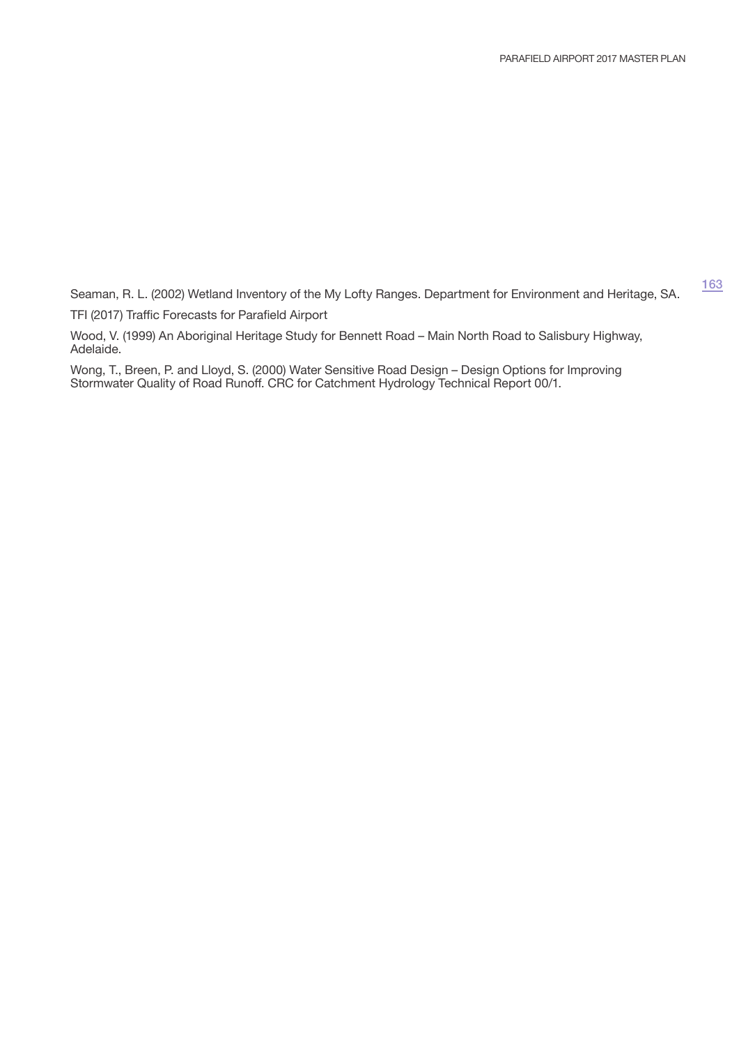Seaman, R. L. (2002) Wetland Inventory of the My Lofty Ranges. Department for Environment and Heritage, SA.

TFI (2017) Traffic Forecasts for Parafield Airport

Wood, V. (1999) An Aboriginal Heritage Study for Bennett Road – Main North Road to Salisbury Highway, Adelaide.

Wong, T., Breen, P. and Lloyd, S. (2000) Water Sensitive Road Design – Design Options for Improving Stormwater Quality of Road Runoff. CRC for Catchment Hydrology Technical Report 00/1.